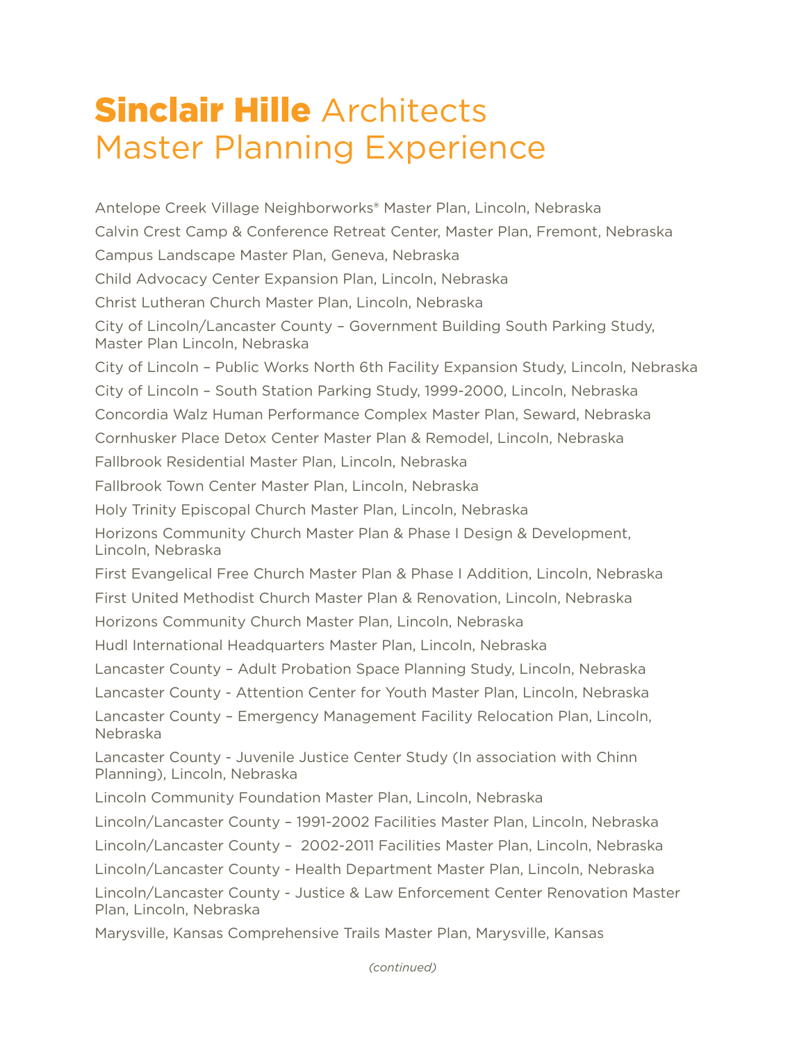# **Sinclair Hille** Architects Master Planning Experience

Antelope Creek Village Neighborworks® Master Plan, Lincoln, Nebraska

Calvin Crest Camp & Conference Retreat Center, Master Plan, Fremont, Nebraska

Campus Landscape Master Plan, Geneva, Nebraska

Child Advocacy Center Expansion Plan, Lincoln, Nebraska

Christ Lutheran Church Master Plan, Lincoln, Nebraska

City of Lincoln/Lancaster County – Government Building South Parking Study, Master Plan Lincoln, Nebraska

City of Lincoln – Public Works North 6th Facility Expansion Study, Lincoln, Nebraska

City of Lincoln – South Station Parking Study, 1999-2000, Lincoln, Nebraska

Concordia Walz Human Performance Complex Master Plan, Seward, Nebraska

Cornhusker Place Detox Center Master Plan & Remodel, Lincoln, Nebraska

Fallbrook Residential Master Plan, Lincoln, Nebraska

Fallbrook Town Center Master Plan, Lincoln, Nebraska

Holy Trinity Episcopal Church Master Plan, Lincoln, Nebraska

Horizons Community Church Master Plan & Phase I Design & Development, Lincoln, Nebraska

First Evangelical Free Church Master Plan & Phase I Addition, Lincoln, Nebraska

First United Methodist Church Master Plan & Renovation, Lincoln, Nebraska

Horizons Community Church Master Plan, Lincoln, Nebraska

Hudl International Headquarters Master Plan, Lincoln, Nebraska

Lancaster County – Adult Probation Space Planning Study, Lincoln, Nebraska

Lancaster County - Attention Center for Youth Master Plan, Lincoln, Nebraska

Lancaster County – Emergency Management Facility Relocation Plan, Lincoln, Nebraska

Lancaster County - Juvenile Justice Center Study (In association with Chinn Planning), Lincoln, Nebraska

Lincoln Community Foundation Master Plan, Lincoln, Nebraska

Lincoln/Lancaster County – 1991-2002 Facilities Master Plan, Lincoln, Nebraska

Lincoln/Lancaster County – 2002-2011 Facilities Master Plan, Lincoln, Nebraska

Lincoln/Lancaster County - Health Department Master Plan, Lincoln, Nebraska

Lincoln/Lancaster County - Justice & Law Enforcement Center Renovation Master Plan, Lincoln, Nebraska

Marysville, Kansas Comprehensive Trails Master Plan, Marysville, Kansas

*(continued)*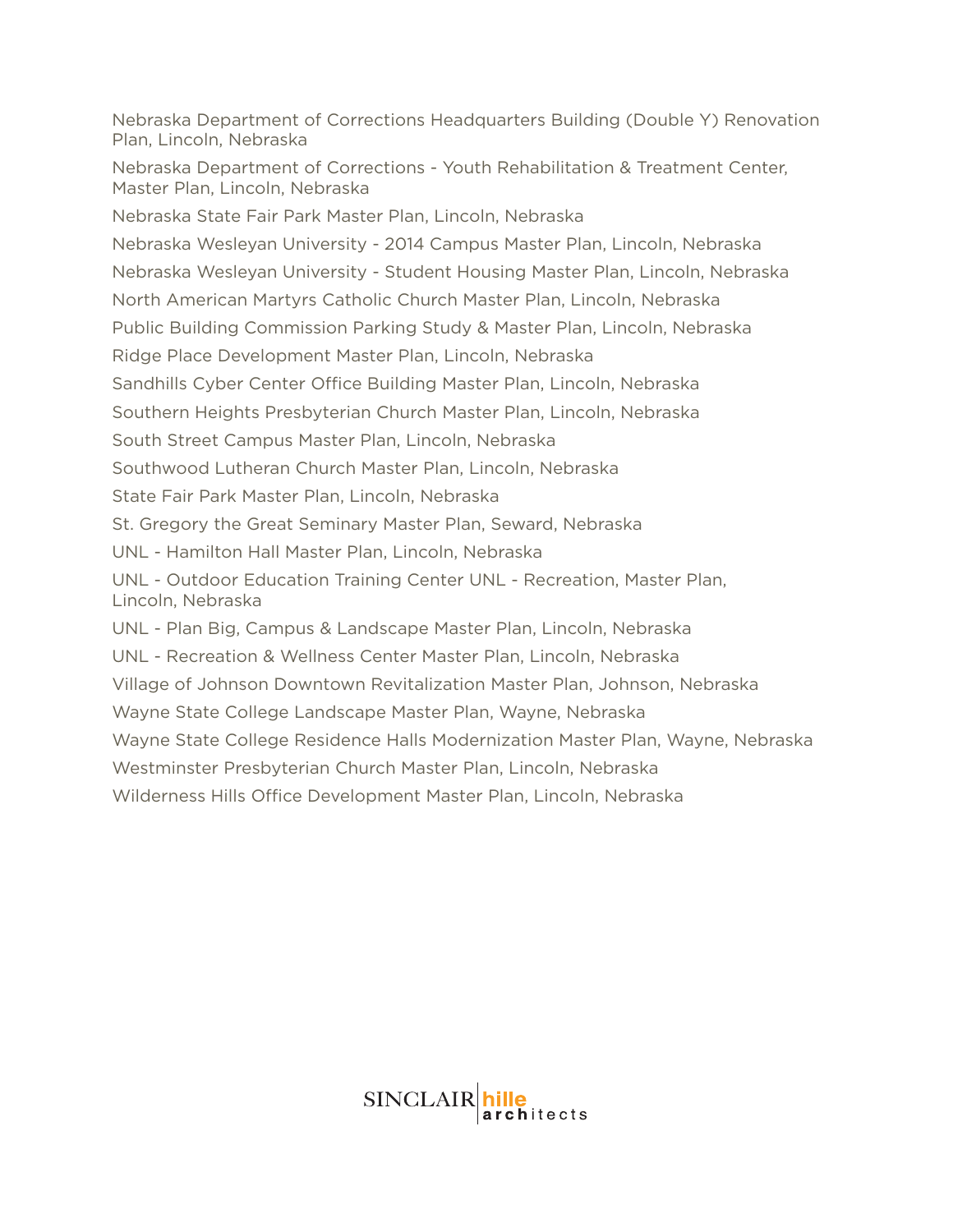Nebraska Department of Corrections Headquarters Building (Double Y) Renovation Plan, Lincoln, Nebraska

Nebraska Department of Corrections - Youth Rehabilitation & Treatment Center, Master Plan, Lincoln, Nebraska

Nebraska State Fair Park Master Plan, Lincoln, Nebraska

Nebraska Wesleyan University - 2014 Campus Master Plan, Lincoln, Nebraska

Nebraska Wesleyan University - Student Housing Master Plan, Lincoln, Nebraska

North American Martyrs Catholic Church Master Plan, Lincoln, Nebraska

Public Building Commission Parking Study & Master Plan, Lincoln, Nebraska

Ridge Place Development Master Plan, Lincoln, Nebraska

Sandhills Cyber Center Office Building Master Plan, Lincoln, Nebraska

Southern Heights Presbyterian Church Master Plan, Lincoln, Nebraska

South Street Campus Master Plan, Lincoln, Nebraska

Southwood Lutheran Church Master Plan, Lincoln, Nebraska

State Fair Park Master Plan, Lincoln, Nebraska

St. Gregory the Great Seminary Master Plan, Seward, Nebraska

UNL - Hamilton Hall Master Plan, Lincoln, Nebraska

UNL - Outdoor Education Training Center UNL - Recreation, Master Plan, Lincoln, Nebraska

UNL - Plan Big, Campus & Landscape Master Plan, Lincoln, Nebraska

UNL - Recreation & Wellness Center Master Plan, Lincoln, Nebraska

Village of Johnson Downtown Revitalization Master Plan, Johnson, Nebraska

Wayne State College Landscape Master Plan, Wayne, Nebraska

Wayne State College Residence Halls Modernization Master Plan, Wayne, Nebraska

Westminster Presbyterian Church Master Plan, Lincoln, Nebraska

Wilderness Hills Office Development Master Plan, Lincoln, Nebraska

SINCLAIR | hille architects